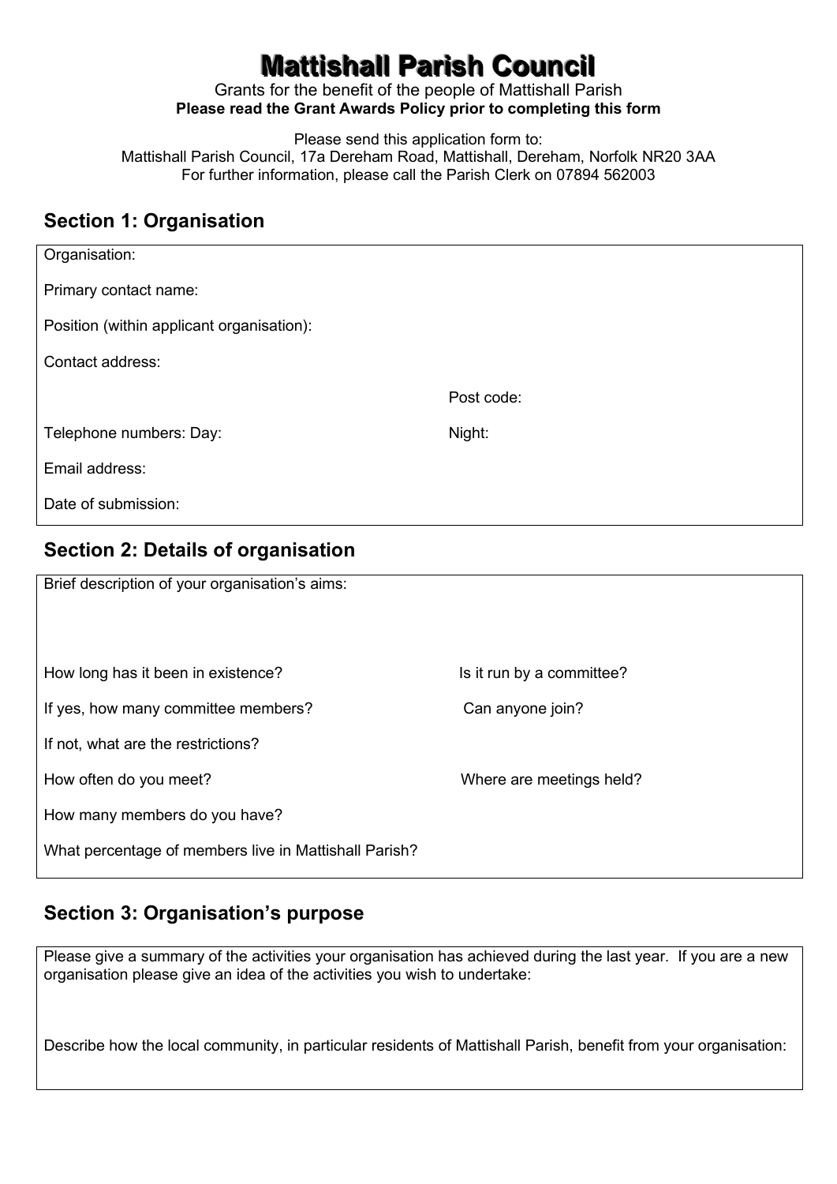# Mattishall Parish Council

Grants for the benefit of the people of Mattishall Parish

**Please read the Grant Awards Policy prior to completing this form**

Please send this application form to:
Mattishall Parish Council, 17a Dereham Road, Mattishall, Dereham, Norfolk NR20 3AA
For further information, please call the Parish Clerk on 07894 562003

## Section 1: Organisation

Organisation:

Primary contact name:

Position (within applicant organisation):

Contact address:

Post code:

Telephone numbers: Day: Night:

Email address:

Date of submission:

## Section 2: Details of organisation

Brief description of your organisation's aims:

How long has it been in existence? Is it run by a committee?

If yes, how many committee members? Can anyone join?

If not, what are the restrictions?

How often do you meet? Where are meetings held?

How many members do you have?

What percentage of members live in Mattishall Parish?

## Section 3: Organisation's purpose

Please give a summary of the activities your organisation has achieved during the last year. If you are a new organisation please give an idea of the activities you wish to undertake:

Describe how the local community, in particular residents of Mattishall Parish, benefit from your organisation: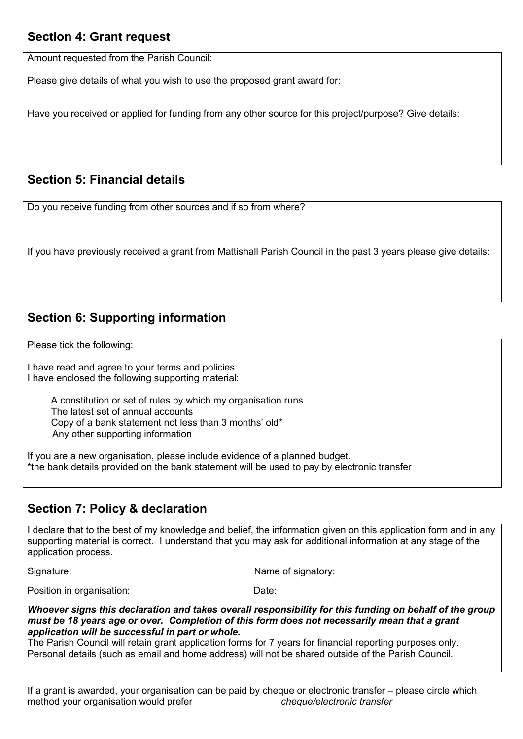## Section 4: Grant request

Amount requested from the Parish Council:

Please give details of what you wish to use the proposed grant award for:

Have you received or applied for funding from any other source for this project/purpose? Give details:

## Section 5: Financial details

Do you receive funding from other sources and if so from where?

If you have previously received a grant from Mattishall Parish Council in the past 3 years please give details:

## Section 6: Supporting information

Please tick the following:

I have read and agree to your terms and policies
I have enclosed the following supporting material:

- A constitution or set of rules by which my organisation runs
- The latest set of annual accounts
- Copy of a bank statement not less than 3 months' old*
- Any other supporting information

If you are a new organisation, please include evidence of a planned budget.
*the bank details provided on the bank statement will be used to pay by electronic transfer

## Section 7: Policy & declaration

I declare that to the best of my knowledge and belief, the information given on this application form and in any supporting material is correct. I understand that you may ask for additional information at any stage of the application process.

Signature: Name of signatory:

Position in organisation: Date:

***Whoever signs this declaration and takes overall responsibility for this funding on behalf of the group must be 18 years age or over. Completion of this form does not necessarily mean that a grant application will be successful in part or whole.***
The Parish Council will retain grant application forms for 7 years for financial reporting purposes only. Personal details (such as email and home address) will not be shared outside of the Parish Council.

If a grant is awarded, your organisation can be paid by cheque or electronic transfer – please circle which method your organisation would prefer *cheque/electronic transfer*